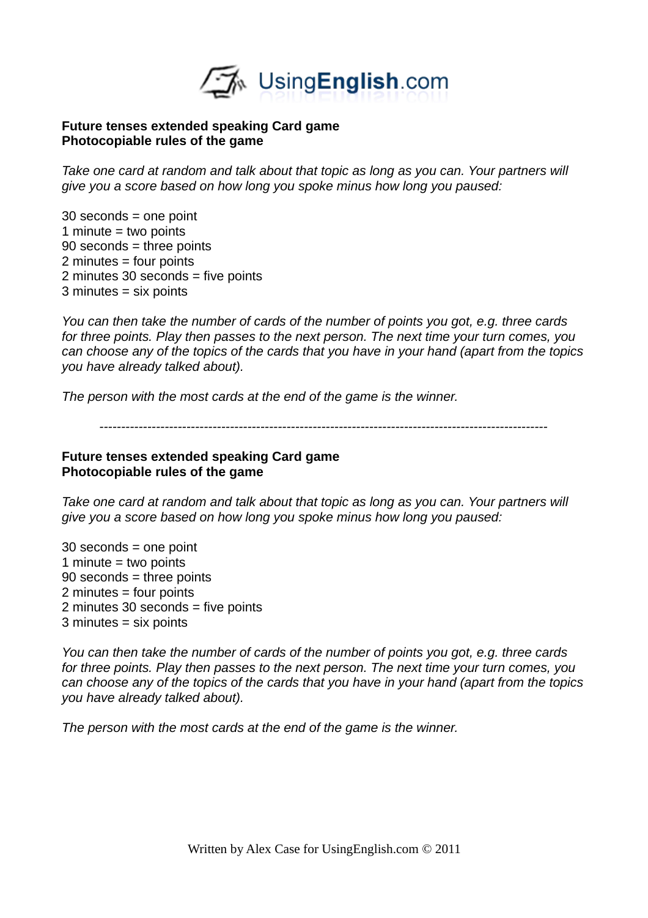**Future tenses extended speaking Card game**
**Photocopiable rules of the game**

*Take one card at random and talk about that topic as long as you can. Your partners will give you a score based on how long you spoke minus how long you paused:*

30 seconds = one point
1 minute = two points
90 seconds = three points
2 minutes = four points
2 minutes 30 seconds = five points
3 minutes = six points

*You can then take the number of cards of the number of points you got, e.g. three cards for three points. Play then passes to the next person. The next time your turn comes, you can choose any of the topics of the cards that you have in your hand (apart from the topics you have already talked about).*

*The person with the most cards at the end of the game is the winner.*

---

**Future tenses extended speaking Card game**
**Photocopiable rules of the game**

*Take one card at random and talk about that topic as long as you can. Your partners will give you a score based on how long you spoke minus how long you paused:*

30 seconds = one point
1 minute = two points
90 seconds = three points
2 minutes = four points
2 minutes 30 seconds = five points
3 minutes = six points

*You can then take the number of cards of the number of points you got, e.g. three cards for three points. Play then passes to the next person. The next time your turn comes, you can choose any of the topics of the cards that you have in your hand (apart from the topics you have already talked about).*

*The person with the most cards at the end of the game is the winner.*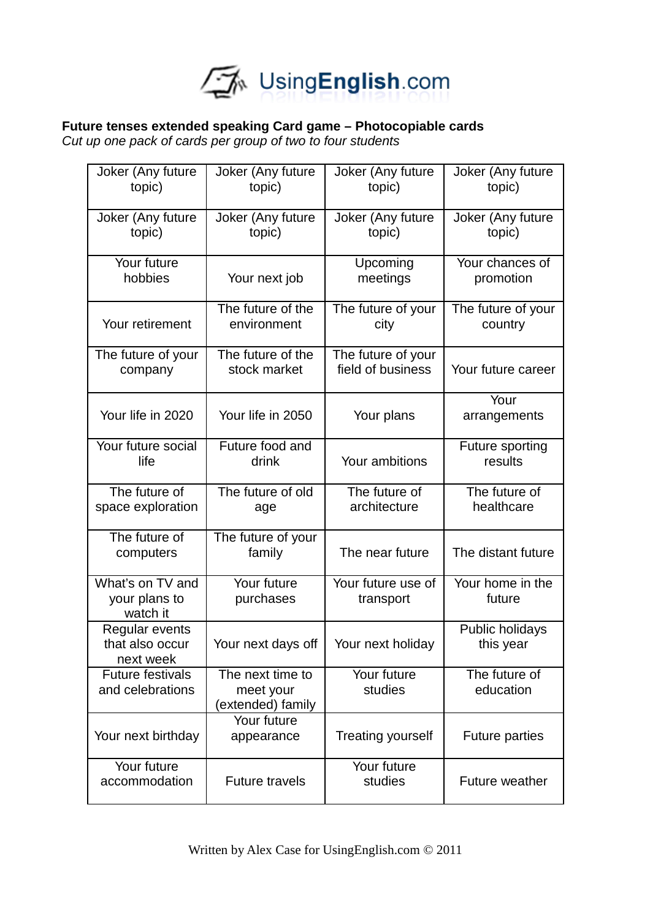UsingEnglish.com

**Future tenses extended speaking Card game – Photocopiable cards**
*Cut up one pack of cards per group of two to four students*

| | | | |
|---|---|---|---|
| Joker (Any future topic) | Joker (Any future topic) | Joker (Any future topic) | Joker (Any future topic) |
| Joker (Any future topic) | Joker (Any future topic) | Joker (Any future topic) | Joker (Any future topic) |
| Your future hobbies | Your next job | Upcoming meetings | Your chances of promotion |
| Your retirement | The future of the environment | The future of your city | The future of your country |
| The future of your company | The future of the stock market | The future of your field of business | Your future career |
| Your life in 2020 | Your life in 2050 | Your plans | Your arrangements |
| Your future social life | Future food and drink | Your ambitions | Future sporting results |
| The future of space exploration | The future of old age | The future of architecture | The future of healthcare |
| The future of computers | The future of your family | The near future | The distant future |
| What's on TV and your plans to watch it | Your future purchases | Your future use of transport | Your home in the future |
| Regular events that also occur next week | Your next days off | Your next holiday | Public holidays this year |
| Future festivals and celebrations | The next time to meet your (extended) family | Your future studies | The future of education |
| Your next birthday | Your future appearance | Treating yourself | Future parties |
| Your future accommodation | Future travels | Your future studies | Future weather |

Written by Alex Case for UsingEnglish.com © 2011